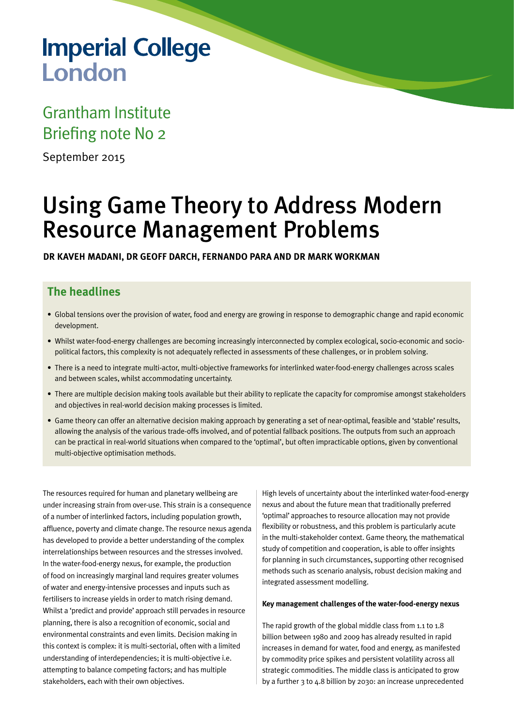Imperial College London

Grantham Institute
Briefing note No 2

September 2015

# Using Game Theory to Address Modern Resource Management Problems

**DR KAVEH MADANI, DR GEOFF DARCH, FERNANDO PARA AND DR MARK WORKMAN**

## The headlines

- Global tensions over the provision of water, food and energy are growing in response to demographic change and rapid economic development.
- Whilst water-food-energy challenges are becoming increasingly interconnected by complex ecological, socio-economic and socio-political factors, this complexity is not adequately reflected in assessments of these challenges, or in problem solving.
- There is a need to integrate multi-actor, multi-objective frameworks for interlinked water-food-energy challenges across scales and between scales, whilst accommodating uncertainty.
- There are multiple decision making tools available but their ability to replicate the capacity for compromise amongst stakeholders and objectives in real-world decision making processes is limited.
- Game theory can offer an alternative decision making approach by generating a set of near-optimal, feasible and 'stable' results, allowing the analysis of the various trade-offs involved, and of potential fallback positions. The outputs from such an approach can be practical in real-world situations when compared to the 'optimal', but often impracticable options, given by conventional multi-objective optimisation methods.

The resources required for human and planetary wellbeing are under increasing strain from over-use. This strain is a consequence of a number of interlinked factors, including population growth, affluence, poverty and climate change. The resource nexus agenda has developed to provide a better understanding of the complex interrelationships between resources and the stresses involved. In the water-food-energy nexus, for example, the production of food on increasingly marginal land requires greater volumes of water and energy-intensive processes and inputs such as fertilisers to increase yields in order to match rising demand. Whilst a 'predict and provide' approach still pervades in resource planning, there is also a recognition of economic, social and environmental constraints and even limits. Decision making in this context is complex: it is multi-sectorial, often with a limited understanding of interdependencies; it is multi-objective i.e. attempting to balance competing factors; and has multiple stakeholders, each with their own objectives.

High levels of uncertainty about the interlinked water-food-energy nexus and about the future mean that traditionally preferred 'optimal' approaches to resource allocation may not provide flexibility or robustness, and this problem is particularly acute in the multi-stakeholder context. Game theory, the mathematical study of competition and cooperation, is able to offer insights for planning in such circumstances, supporting other recognised methods such as scenario analysis, robust decision making and integrated assessment modelling.

**Key management challenges of the water-food-energy nexus**

The rapid growth of the global middle class from 1.1 to 1.8 billion between 1980 and 2009 has already resulted in rapid increases in demand for water, food and energy, as manifested by commodity price spikes and persistent volatility across all strategic commodities. The middle class is anticipated to grow by a further 3 to 4.8 billion by 2030: an increase unprecedented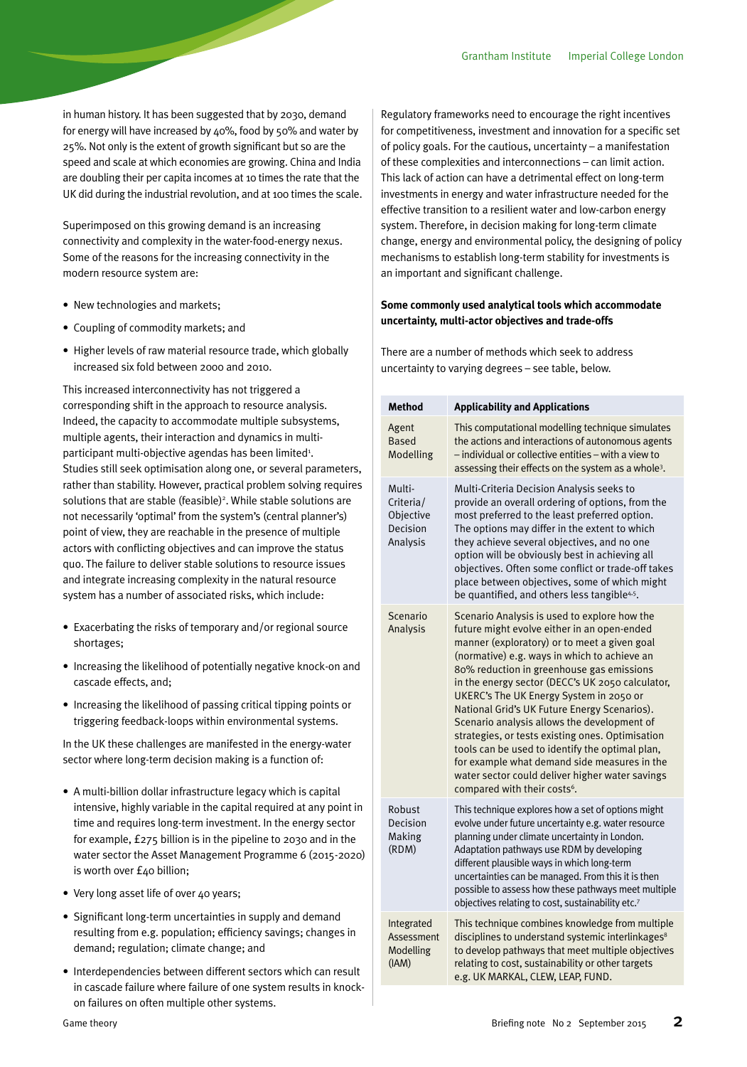in human history. It has been suggested that by 2030, demand for energy will have increased by 40%, food by 50% and water by 25%. Not only is the extent of growth significant but so are the speed and scale at which economies are growing. China and India are doubling their per capita incomes at 10 times the rate that the UK did during the industrial revolution, and at 100 times the scale.

Superimposed on this growing demand is an increasing connectivity and complexity in the water-food-energy nexus. Some of the reasons for the increasing connectivity in the modern resource system are:

- New technologies and markets;
- Coupling of commodity markets; and
- Higher levels of raw material resource trade, which globally increased six fold between 2000 and 2010.

This increased interconnectivity has not triggered a corresponding shift in the approach to resource analysis. Indeed, the capacity to accommodate multiple subsystems, multiple agents, their interaction and dynamics in multi-participant multi-objective agendas has been limited[1]. Studies still seek optimisation along one, or several parameters, rather than stability. However, practical problem solving requires solutions that are stable (feasible)[2]. While stable solutions are not necessarily 'optimal' from the system's (central planner's) point of view, they are reachable in the presence of multiple actors with conflicting objectives and can improve the status quo. The failure to deliver stable solutions to resource issues and integrate increasing complexity in the natural resource system has a number of associated risks, which include:

- Exacerbating the risks of temporary and/or regional source shortages;
- Increasing the likelihood of potentially negative knock-on and cascade effects, and;
- Increasing the likelihood of passing critical tipping points or triggering feedback-loops within environmental systems.

In the UK these challenges are manifested in the energy-water sector where long-term decision making is a function of:

- A multi-billion dollar infrastructure legacy which is capital intensive, highly variable in the capital required at any point in time and requires long-term investment. In the energy sector for example, £275 billion is in the pipeline to 2030 and in the water sector the Asset Management Programme 6 (2015-2020) is worth over £40 billion;
- Very long asset life of over 40 years;
- Significant long-term uncertainties in supply and demand resulting from e.g. population; efficiency savings; changes in demand; regulation; climate change; and
- Interdependencies between different sectors which can result in cascade failure where failure of one system results in knock-on failures on often multiple other systems.

Regulatory frameworks need to encourage the right incentives for competitiveness, investment and innovation for a specific set of policy goals. For the cautious, uncertainty – a manifestation of these complexities and interconnections – can limit action. This lack of action can have a detrimental effect on long-term investments in energy and water infrastructure needed for the effective transition to a resilient water and low-carbon energy system. Therefore, in decision making for long-term climate change, energy and environmental policy, the designing of policy mechanisms to establish long-term stability for investments is an important and significant challenge.

**Some commonly used analytical tools which accommodate uncertainty, multi-actor objectives and trade-offs**

There are a number of methods which seek to address uncertainty to varying degrees – see table, below.

| Method | Applicability and Applications |
|---|---|
| Agent Based Modelling | This computational modelling technique simulates the actions and interactions of autonomous agents – individual or collective entities – with a view to assessing their effects on the system as a whole[3]. |
| Multi-Criteria/ Objective Decision Analysis | Multi-Criteria Decision Analysis seeks to provide an overall ordering of options, from the most preferred to the least preferred option. The options may differ in the extent to which they achieve several objectives, and no one option will be obviously best in achieving all objectives. Often some conflict or trade-off takes place between objectives, some of which might be quantified, and others less tangible[4,5]. |
| Scenario Analysis | Scenario Analysis is used to explore how the future might evolve either in an open-ended manner (exploratory) or to meet a given goal (normative) e.g. ways in which to achieve an 80% reduction in greenhouse gas emissions in the energy sector (DECC's UK 2050 calculator, UKERC's The UK Energy System in 2050 or National Grid's UK Future Energy Scenarios). Scenario analysis allows the development of strategies, or tests existing ones. Optimisation tools can be used to identify the optimal plan, for example what demand side measures in the water sector could deliver higher water savings compared with their costs[6]. |
| Robust Decision Making (RDM) | This technique explores how a set of options might evolve under future uncertainty e.g. water resource planning under climate uncertainty in London. Adaptation pathways use RDM by developing different plausible ways in which long-term uncertainties can be managed. From this it is then possible to assess how these pathways meet multiple objectives relating to cost, sustainability etc.[7] |
| Integrated Assessment Modelling (IAM) | This technique combines knowledge from multiple disciplines to understand systemic interlinkages[8] to develop pathways that meet multiple objectives relating to cost, sustainability or other targets e.g. UK MARKAL, CLEW, LEAP, FUND. |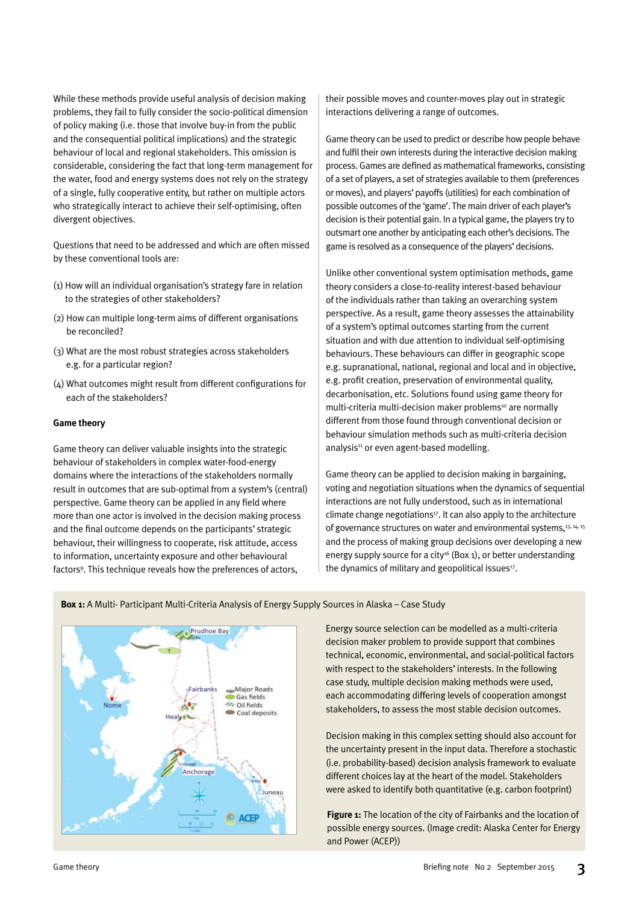While these methods provide useful analysis of decision making problems, they fail to fully consider the socio-political dimension of policy making (i.e. those that involve buy-in from the public and the consequential political implications) and the strategic behaviour of local and regional stakeholders. This omission is considerable, considering the fact that long-term management for the water, food and energy systems does not rely on the strategy of a single, fully cooperative entity, but rather on multiple actors who strategically interact to achieve their self-optimising, often divergent objectives.

Questions that need to be addressed and which are often missed by these conventional tools are:

(1) How will an individual organisation's strategy fare in relation to the strategies of other stakeholders?

(2) How can multiple long-term aims of different organisations be reconciled?

(3) What are the most robust strategies across stakeholders e.g. for a particular region?

(4) What outcomes might result from different configurations for each of the stakeholders?

**Game theory**

Game theory can deliver valuable insights into the strategic behaviour of stakeholders in complex water-food-energy domains where the interactions of the stakeholders normally result in outcomes that are sub-optimal from a system's (central) perspective. Game theory can be applied in any field where more than one actor is involved in the decision making process and the final outcome depends on the participants' strategic behaviour, their willingness to cooperate, risk attitude, access to information, uncertainty exposure and other behavioural factors[9]. This technique reveals how the preferences of actors, their possible moves and counter-moves play out in strategic interactions delivering a range of outcomes.

Game theory can be used to predict or describe how people behave and fulfil their own interests during the interactive decision making process. Games are defined as mathematical frameworks, consisting of a set of players, a set of strategies available to them (preferences or moves), and players' payoffs (utilities) for each combination of possible outcomes of the 'game'. The main driver of each player's decision is their potential gain. In a typical game, the players try to outsmart one another by anticipating each other's decisions. The game is resolved as a consequence of the players' decisions.

Unlike other conventional system optimisation methods, game theory considers a close-to-reality interest-based behaviour of the individuals rather than taking an overarching system perspective. As a result, game theory assesses the attainability of a system's optimal outcomes starting from the current situation and with due attention to individual self-optimising behaviours. These behaviours can differ in geographic scope e.g. supranational, national, regional and local and in objective, e.g. profit creation, preservation of environmental quality, decarbonisation, etc. Solutions found using game theory for multi-criteria multi-decision maker problems[10] are normally different from those found through conventional decision or behaviour simulation methods such as multi-criteria decision analysis[11] or even agent-based modelling.

Game theory can be applied to decision making in bargaining, voting and negotiation situations when the dynamics of sequential interactions are not fully understood, such as in international climate change negotiations[17]. It can also apply to the architecture of governance structures on water and environmental systems,[13, 14, 15] and the process of making group decisions over developing a new energy supply source for a city[16] (Box 1), or better understanding the dynamics of military and geopolitical issues[17].

**Box 1:** A Multi- Participant Multi-Criteria Analysis of Energy Supply Sources in Alaska – Case Study

Energy source selection can be modelled as a multi-criteria decision maker problem to provide support that combines technical, economic, environmental, and social-political factors with respect to the stakeholders' interests. In the following case study, multiple decision making methods were used, each accommodating differing levels of cooperation amongst stakeholders, to assess the most stable decision outcomes.

Decision making in this complex setting should also account for the uncertainty present in the input data. Therefore a stochastic (i.e. probability-based) decision analysis framework to evaluate different choices lay at the heart of the model. Stakeholders were asked to identify both quantitative (e.g. carbon footprint)

**Figure 1:** The location of the city of Fairbanks and the location of possible energy sources. (Image credit: Alaska Center for Energy and Power (ACEP))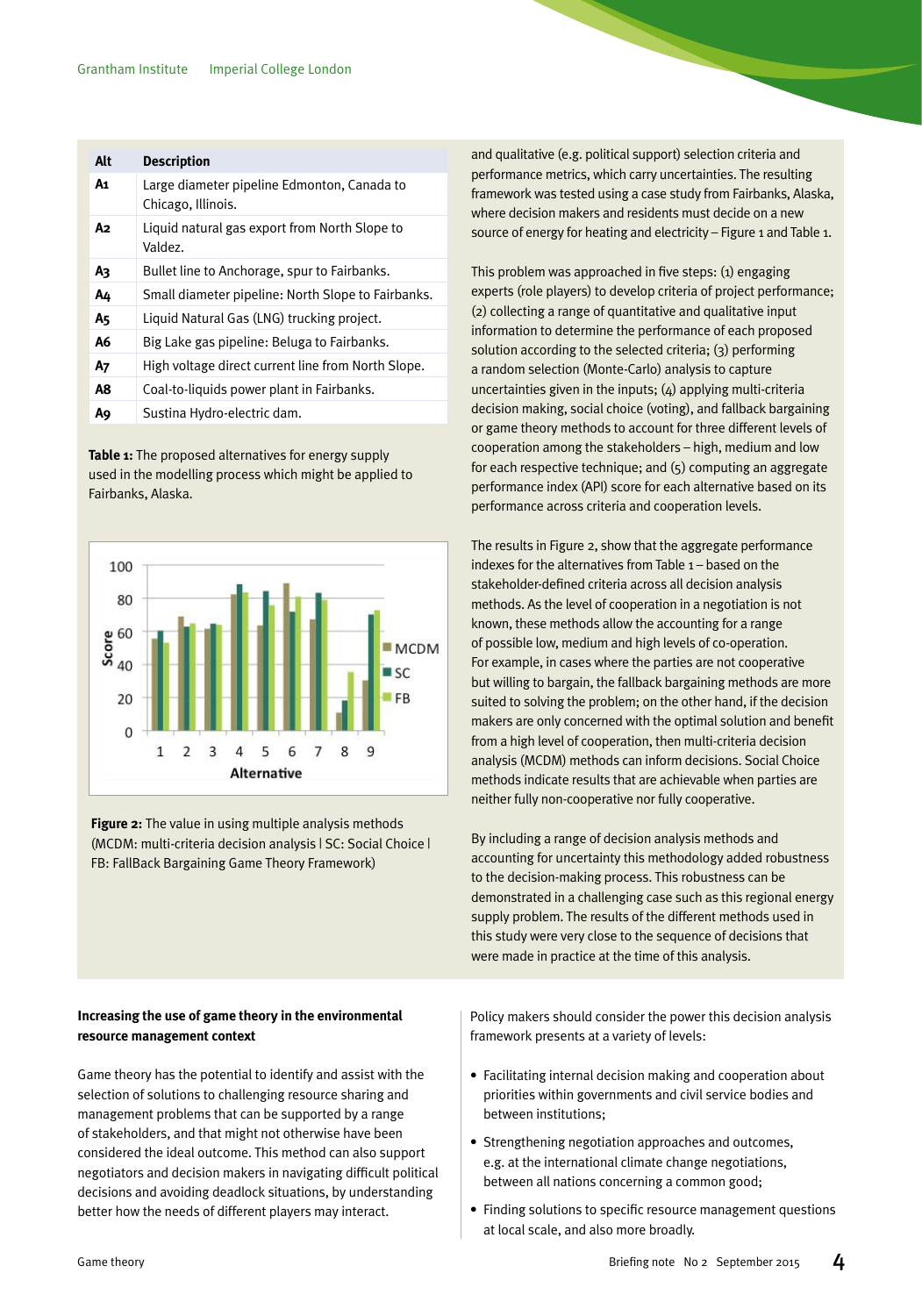| Alt | Description |
|---|---|
| A1 | Large diameter pipeline Edmonton, Canada to Chicago, Illinois. |
| A2 | Liquid natural gas export from North Slope to Valdez. |
| A3 | Bullet line to Anchorage, spur to Fairbanks. |
| A4 | Small diameter pipeline: North Slope to Fairbanks. |
| A5 | Liquid Natural Gas (LNG) trucking project. |
| A6 | Big Lake gas pipeline: Beluga to Fairbanks. |
| A7 | High voltage direct current line from North Slope. |
| A8 | Coal-to-liquids power plant in Fairbanks. |
| A9 | Sustina Hydro-electric dam. |

**Table 1:** The proposed alternatives for energy supply used in the modelling process which might be applied to Fairbanks, Alaska.

**Figure 2:** The value in using multiple analysis methods (MCDM: multi-criteria decision analysis | SC: Social Choice | FB: FallBack Bargaining Game Theory Framework)

and qualitative (e.g. political support) selection criteria and performance metrics, which carry uncertainties. The resulting framework was tested using a case study from Fairbanks, Alaska, where decision makers and residents must decide on a new source of energy for heating and electricity – Figure 1 and Table 1.

This problem was approached in five steps: (1) engaging experts (role players) to develop criteria of project performance; (2) collecting a range of quantitative and qualitative input information to determine the performance of each proposed solution according to the selected criteria; (3) performing a random selection (Monte-Carlo) analysis to capture uncertainties given in the inputs; (4) applying multi-criteria decision making, social choice (voting), and fallback bargaining or game theory methods to account for three different levels of cooperation among the stakeholders – high, medium and low for each respective technique; and (5) computing an aggregate performance index (API) score for each alternative based on its performance across criteria and cooperation levels.

The results in Figure 2, show that the aggregate performance indexes for the alternatives from Table 1 – based on the stakeholder-defined criteria across all decision analysis methods. As the level of cooperation in a negotiation is not known, these methods allow the accounting for a range of possible low, medium and high levels of co-operation. For example, in cases where the parties are not cooperative but willing to bargain, the fallback bargaining methods are more suited to solving the problem; on the other hand, if the decision makers are only concerned with the optimal solution and benefit from a high level of co-operation, then multi-criteria decision analysis (MCDM) methods can inform decisions. Social Choice methods indicate results that are achievable when parties are neither fully non-cooperative nor fully cooperative.

By including a range of decision analysis methods and accounting for uncertainty this methodology added robustness to the decision-making process. This robustness can be demonstrated in a challenging case such as this regional energy supply problem. The results of the different methods used in this study were very close to the sequence of decisions that were made in practice at the time of this analysis.

**Increasing the use of game theory in the environmental resource management context**

Game theory has the potential to identify and assist with the selection of solutions to challenging resource sharing and management problems that can be supported by a range of stakeholders, and that might not otherwise have been considered the ideal outcome. This method can also support negotiators and decision makers in navigating difficult political decisions and avoiding deadlock situations, by understanding better how the needs of different players may interact.

Policy makers should consider the power this decision analysis framework presents at a variety of levels:

- Facilitating internal decision making and cooperation about priorities within governments and civil service bodies and between institutions;
- Strengthening negotiation approaches and outcomes, e.g. at the international climate change negotiations, between all nations concerning a common good;
- Finding solutions to specific resource management questions at local scale, and also more broadly.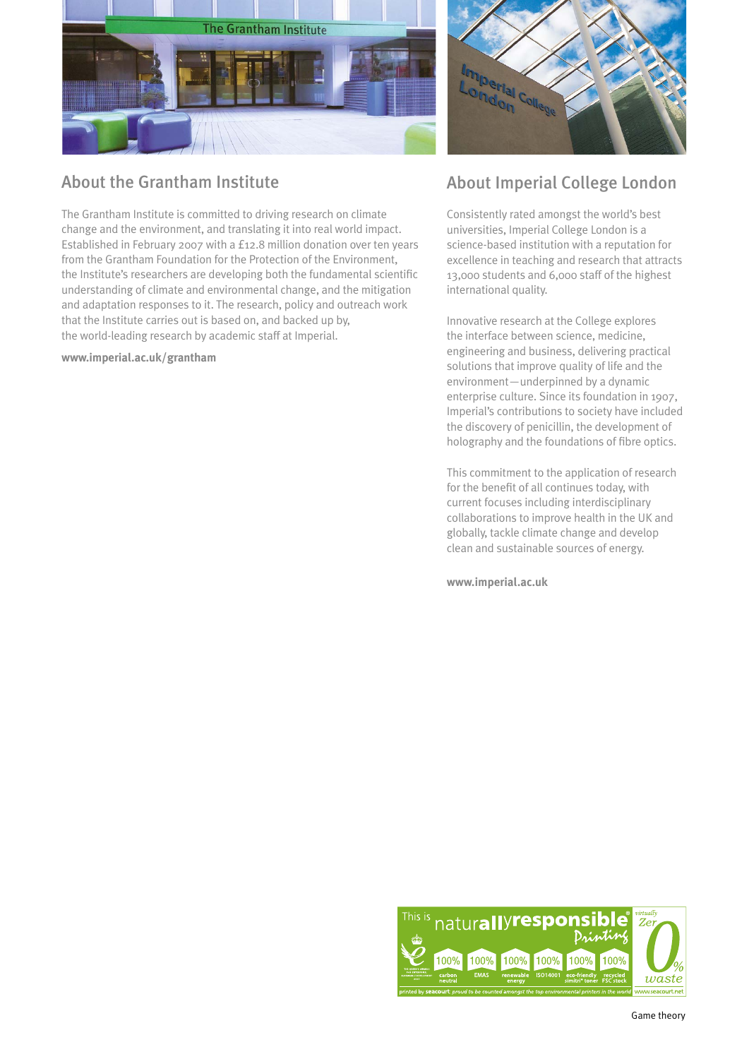## About the Grantham Institute

The Grantham Institute is committed to driving research on climate change and the environment, and translating it into real world impact. Established in February 2007 with a £12.8 million donation over ten years from the Grantham Foundation for the Protection of the Environment, the Institute's researchers are developing both the fundamental scientific understanding of climate and environmental change, and the mitigation and adaptation responses to it. The research, policy and outreach work that the Institute carries out is based on, and backed up by, the world-leading research by academic staff at Imperial.

**www.imperial.ac.uk/grantham**

## About Imperial College London

Consistently rated amongst the world's best universities, Imperial College London is a science-based institution with a reputation for excellence in teaching and research that attracts 13,000 students and 6,000 staff of the highest international quality.

Innovative research at the College explores the interface between science, medicine, engineering and business, delivering practical solutions that improve quality of life and the environment—underpinned by a dynamic enterprise culture. Since its foundation in 1907, Imperial's contributions to society have included the discovery of penicillin, the development of holography and the foundations of fibre optics.

This commitment to the application of research for the benefit of all continues today, with current focuses including interdisciplinary collaborations to improve health in the UK and globally, tackle climate change and develop clean and sustainable sources of energy.

**www.imperial.ac.uk**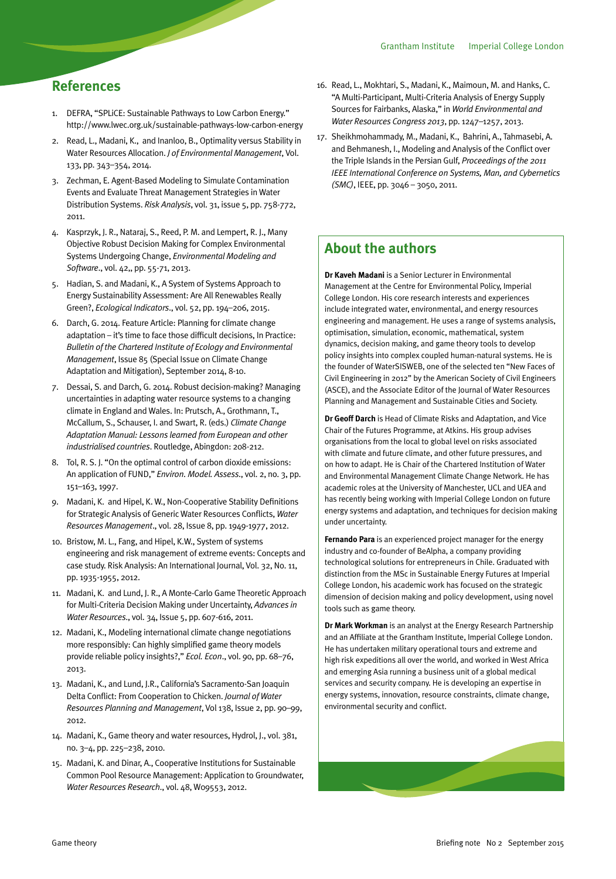## References

1. DEFRA, "SPLiCE: Sustainable Pathways to Low Carbon Energy." http://www.lwec.org.uk/sustainable-pathways-low-carbon-energy
2. Read, L., Madani, K., and Inanloo, B., Optimality versus Stability in Water Resources Allocation. *J of Environmental Management*, Vol. 133, pp. 343–354, 2014.
3. Zechman, E. Agent-Based Modeling to Simulate Contamination Events and Evaluate Threat Management Strategies in Water Distribution Systems. *Risk Analysis*, vol. 31, issue 5, pp. 758-772, 2011.
4. Kasprzyk, J. R., Nataraj, S., Reed, P. M. and Lempert, R. J., Many Objective Robust Decision Making for Complex Environmental Systems Undergoing Change, *Environmental Modeling and Software*., vol. 42,, pp. 55-71, 2013.
5. Hadian, S. and Madani, K., A System of Systems Approach to Energy Sustainability Assessment: Are All Renewables Really Green?, *Ecological Indicators*., vol. 52, pp. 194–206, 2015.
6. Darch, G. 2014. Feature Article: Planning for climate change adaptation – it's time to face those difficult decisions, In Practice: *Bulletin of the Chartered Institute of Ecology and Environmental Management*, Issue 85 (Special Issue on Climate Change Adaptation and Mitigation), September 2014, 8-10.
7. Dessai, S. and Darch, G. 2014. Robust decision-making? Managing uncertainties in adapting water resource systems to a changing climate in England and Wales. In: Prutsch, A., Grothmann, T., McCallum, S., Schauser, I. and Swart, R. (eds.) *Climate Change Adaptation Manual: Lessons learned from European and other industrialised countries*. Routledge, Abingdon: 208-212.
8. Tol, R. S. J. "On the optimal control of carbon dioxide emissions: An application of FUND," *Environ. Model. Assess.*, vol. 2, no. 3, pp. 151–163, 1997.
9. Madani, K. and Hipel, K. W., Non-Cooperative Stability Definitions for Strategic Analysis of Generic Water Resources Conflicts, *Water Resources Management*., vol. 28, Issue 8, pp. 1949-1977, 2012.
10. Bristow, M. L., Fang, and Hipel, K.W., System of systems engineering and risk management of extreme events: Concepts and case study. Risk Analysis: An International Journal, Vol. 32, No. 11, pp. 1935-1955, 2012.
11. Madani, K. and Lund, J. R., A Monte-Carlo Game Theoretic Approach for Multi-Criteria Decision Making under Uncertainty, *Advances in Water Resources*., vol. 34, Issue 5, pp. 607-616, 2011.
12. Madani, K., Modeling international climate change negotiations more responsibly: Can highly simplified game theory models provide reliable policy insights?," *Ecol. Econ*., vol. 90, pp. 68–76, 2013.
13. Madani, K., and Lund, J.R., California's Sacramento-San Joaquin Delta Conflict: From Cooperation to Chicken. *Journal of Water Resources Planning and Management*, Vol 138, Issue 2, pp. 90–99, 2012.
14. Madani, K., Game theory and water resources, Hydrol, J., vol. 381, no. 3–4, pp. 225–238, 2010.
15. Madani, K. and Dinar, A., Cooperative Institutions for Sustainable Common Pool Resource Management: Application to Groundwater, *Water Resources Research*., vol. 48, W09553, 2012.
16. Read, L., Mokhtari, S., Madani, K., Maimoun, M. and Hanks, C. "A Multi-Participant, Multi-Criteria Analysis of Energy Supply Sources for Fairbanks, Alaska," in *World Environmental and Water Resources Congress 2013*, pp. 1247–1257, 2013.
17. Sheikhmohammady, M., Madani, K., Bahrini, A., Tahmasebi, A. and Behmanesh, I., Modeling and Analysis of the Conflict over the Triple Islands in the Persian Gulf, *Proceedings of the 2011 IEEE International Conference on Systems, Man, and Cybernetics (SMC)*, IEEE, pp. 3046 – 3050, 2011.

## About the authors

**Dr Kaveh Madani** is a Senior Lecturer in Environmental Management at the Centre for Environmental Policy, Imperial College London. His core research interests and experiences include integrated water, environmental, and energy resources engineering and management. He uses a range of systems analysis, optimisation, simulation, economic, mathematical, system dynamics, decision making, and game theory tools to develop policy insights into complex coupled human-natural systems. He is the founder of WaterSISWEB, one of the selected ten "New Faces of Civil Engineering in 2012" by the American Society of Civil Engineers (ASCE), and the Associate Editor of the Journal of Water Resources Planning and Management and Sustainable Cities and Society.

**Dr Geoff Darch** is Head of Climate Risks and Adaptation, and Vice Chair of the Futures Programme, at Atkins. His group advises organisations from the local to global level on risks associated with climate and future climate, and other future pressures, and on how to adapt. He is Chair of the Chartered Institution of Water and Environmental Management Climate Change Network. He has academic roles at the University of Manchester, UCL and UEA and has recently being working with Imperial College London on future energy systems and adaptation, and techniques for decision making under uncertainty.

**Fernando Para** is an experienced project manager for the energy industry and co-founder of BeAlpha, a company providing technological solutions for entrepreneurs in Chile. Graduated with distinction from the MSc in Sustainable Energy Futures at Imperial College London, his academic work has focused on the strategic dimension of decision making and policy development, using novel tools such as game theory.

**Dr Mark Workman** is an analyst at the Energy Research Partnership and an Affiliate at the Grantham Institute, Imperial College London. He has undertaken military operational tours and extreme and high risk expeditions all over the world, and worked in West Africa and emerging Asia running a business unit of a global medical services and security company. He is developing an expertise in energy systems, innovation, resource constraints, climate change, environmental security and conflict.